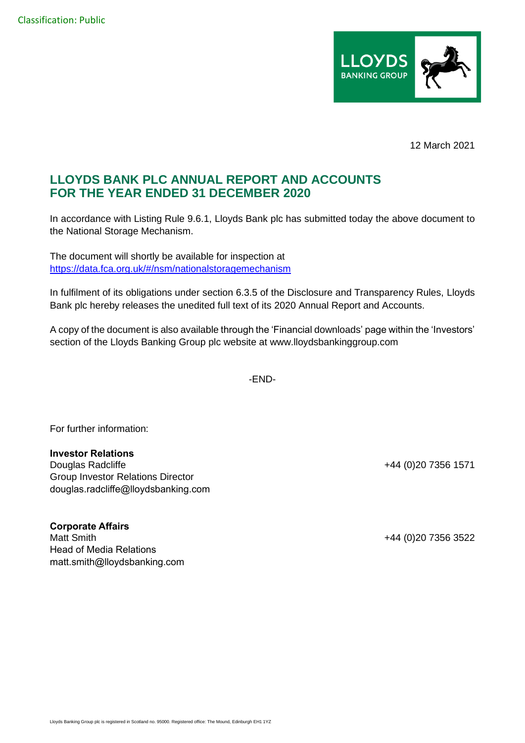Classification: Public

12 March 2021

# LLOYDS BANK PLC ANNUAL REPORT AND ACCOUNTS FOR THE YEAR ENDED 31 DECEMBER 2020

In accordance with Listing Rule 9.6.1, Lloyds Bank plc has submitted today the above document to the National Storage Mechanism.

The document will shortly be available for inspection at [https://data.fca.org.uk/#/nsm/nationalstoragemechanism](https://data.fca.org.uk/#/nsm/nationalstoragemechanism)

In fulfilment of its obligations under section 6.3.5 of the Disclosure and Transparency Rules, Lloyds Bank plc hereby releases the unedited full text of its 2020 Annual Report and Accounts.

A copy of the document is also available through the 'Financial downloads' page within the 'Investors' section of the Lloyds Banking Group plc website at www.lloydsbankinggroup.com

-END-

For further information:

**Investor Relations**
Douglas Radcliffe  
Group Investor Relations Director  
douglas.radcliffe@lloydsbanking.com  
+44 (0)20 7356 1571

**Corporate Affairs**
Matt Smith  
Head of Media Relations  
matt.smith@lloydsbanking.com  
+44 (0)20 7356 3522

Lloyds Banking Group plc is registered in Scotland no. 95000. Registered office: The Mound, Edinburgh EH1 1YZ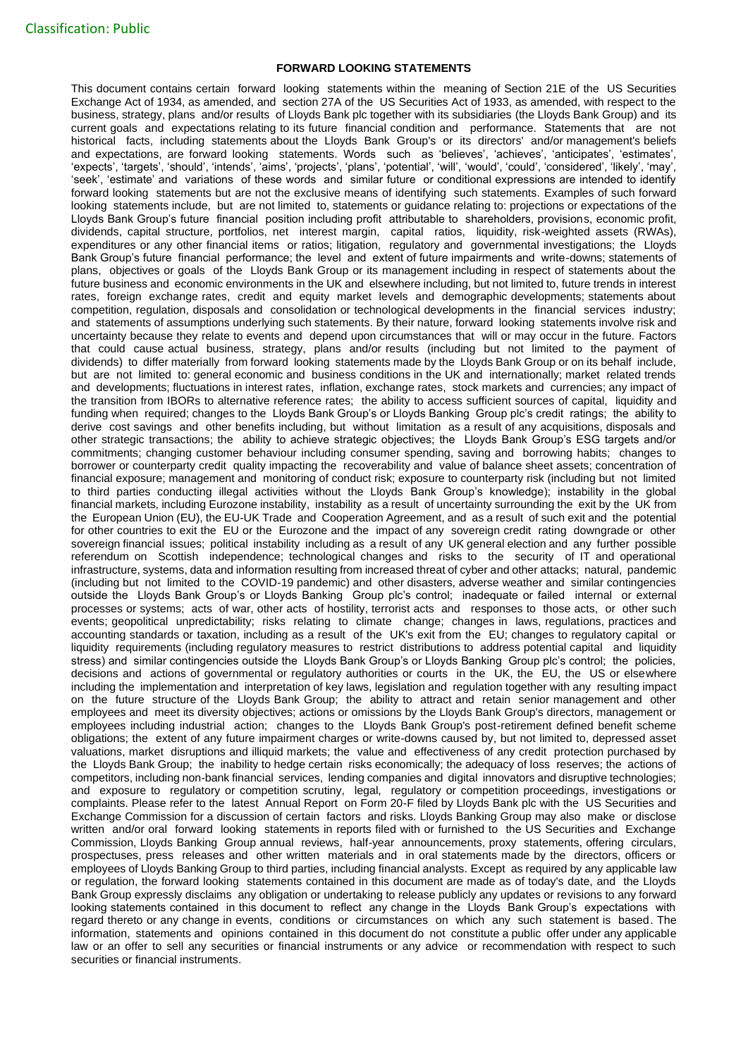Classification: Public

## FORWARD LOOKING STATEMENTS

This document contains certain forward looking statements within the meaning of Section 21E of the US Securities Exchange Act of 1934, as amended, and section 27A of the US Securities Act of 1933, as amended, with respect to the business, strategy, plans and/or results of Lloyds Bank plc together with its subsidiaries (the Lloyds Bank Group) and its current goals and expectations relating to its future financial condition and performance. Statements that are not historical facts, including statements about the Lloyds Bank Group's or its directors' and/or management's beliefs and expectations, are forward looking statements. Words such as 'believes', 'achieves', 'anticipates', 'estimates', 'expects', 'targets', 'should', 'intends', 'aims', 'projects', 'plans', 'potential', 'will', 'would', 'could', 'considered', 'likely', 'may', 'seek', 'estimate' and variations of these words and similar future or conditional expressions are intended to identify forward looking statements but are not the exclusive means of identifying such statements. Examples of such forward looking statements include, but are not limited to, statements or guidance relating to: projections or expectations of the Lloyds Bank Group's future financial position including profit attributable to shareholders, provisions, economic profit, dividends, capital structure, portfolios, net interest margin, capital ratios, liquidity, risk-weighted assets (RWAs), expenditures or any other financial items or ratios; litigation, regulatory and governmental investigations; the Lloyds Bank Group's future financial performance; the level and extent of future impairments and write-downs; statements of plans, objectives or goals of the Lloyds Bank Group or its management including in respect of statements about the future business and economic environments in the UK and elsewhere including, but not limited to, future trends in interest rates, foreign exchange rates, credit and equity market levels and demographic developments; statements about competition, regulation, disposals and consolidation or technological developments in the financial services industry; and statements of assumptions underlying such statements. By their nature, forward looking statements involve risk and uncertainty because they relate to events and depend upon circumstances that will or may occur in the future. Factors that could cause actual business, strategy, plans and/or results (including but not limited to the payment of dividends) to differ materially from forward looking statements made by the Lloyds Bank Group or on its behalf include, but are not limited to: general economic and business conditions in the UK and internationally; market related trends and developments; fluctuations in interest rates, inflation, exchange rates, stock markets and currencies; any impact of the transition from IBORs to alternative reference rates; the ability to access sufficient sources of capital, liquidity and funding when required; changes to the Lloyds Bank Group's or Lloyds Banking Group plc's credit ratings; the ability to derive cost savings and other benefits including, but without limitation as a result of any acquisitions, disposals and other strategic transactions; the ability to achieve strategic objectives; the Lloyds Bank Group's ESG targets and/or commitments; changing customer behaviour including consumer spending, saving and borrowing habits; changes to borrower or counterparty credit quality impacting the recoverability and value of balance sheet assets; concentration of financial exposure; management and monitoring of conduct risk; exposure to counterparty risk (including but not limited to third parties conducting illegal activities without the Lloyds Bank Group's knowledge); instability in the global financial markets, including Eurozone instability, instability as a result of uncertainty surrounding the exit by the UK from the European Union (EU), the EU-UK Trade and Cooperation Agreement, and as a result of such exit and the potential for other countries to exit the EU or the Eurozone and the impact of any sovereign credit rating downgrade or other sovereign financial issues; political instability including as a result of any UK general election and any further possible referendum on Scottish independence; technological changes and risks to the security of IT and operational infrastructure, systems, data and information resulting from increased threat of cyber and other attacks; natural, pandemic (including but not limited to the COVID-19 pandemic) and other disasters, adverse weather and similar contingencies outside the Lloyds Bank Group's or Lloyds Banking Group plc's control; inadequate or failed internal or external processes or systems; acts of war, other acts of hostility, terrorist acts and responses to those acts, or other such events; geopolitical unpredictability; risks relating to climate change; changes in laws, regulations, practices and accounting standards or taxation, including as a result of the UK's exit from the EU; changes to regulatory capital or liquidity requirements (including regulatory measures to restrict distributions to address potential capital and liquidity stress) and similar contingencies outside the Lloyds Bank Group's or Lloyds Banking Group plc's control; the policies, decisions and actions of governmental or regulatory authorities or courts in the UK, the EU, the US or elsewhere including the implementation and interpretation of key laws, legislation and regulation together with any resulting impact on the future structure of the Lloyds Bank Group; the ability to attract and retain senior management and other employees and meet its diversity objectives; actions or omissions by the Lloyds Bank Group's directors, management or employees including industrial action; changes to the Lloyds Bank Group's post-retirement defined benefit scheme obligations; the extent of any future impairment charges or write-downs caused by, but not limited to, depressed asset valuations, market disruptions and illiquid markets; the value and effectiveness of any credit protection purchased by the Lloyds Bank Group; the inability to hedge certain risks economically; the adequacy of loss reserves; the actions of competitors, including non-bank financial services, lending companies and digital innovators and disruptive technologies; and exposure to regulatory or competition scrutiny, legal, regulatory or competition proceedings, investigations or complaints. Please refer to the latest Annual Report on Form 20-F filed by Lloyds Bank plc with the US Securities and Exchange Commission for a discussion of certain factors and risks. Lloyds Banking Group may also make or disclose written and/or oral forward looking statements in reports filed with or furnished to the US Securities and Exchange Commission, Lloyds Banking Group annual reviews, half-year announcements, proxy statements, offering circulars, prospectuses, press releases and other written materials and in oral statements made by the directors, officers or employees of Lloyds Banking Group to third parties, including financial analysts. Except as required by any applicable law or regulation, the forward looking statements contained in this document are made as of today's date, and the Lloyds Bank Group expressly disclaims any obligation or undertaking to release publicly any updates or revisions to any forward looking statements contained in this document to reflect any change in the Lloyds Bank Group's expectations with regard thereto or any change in events, conditions or circumstances on which any such statement is based. The information, statements and opinions contained in this document do not constitute a public offer under any applicable law or an offer to sell any securities or financial instruments or any advice or recommendation with respect to such securities or financial instruments.